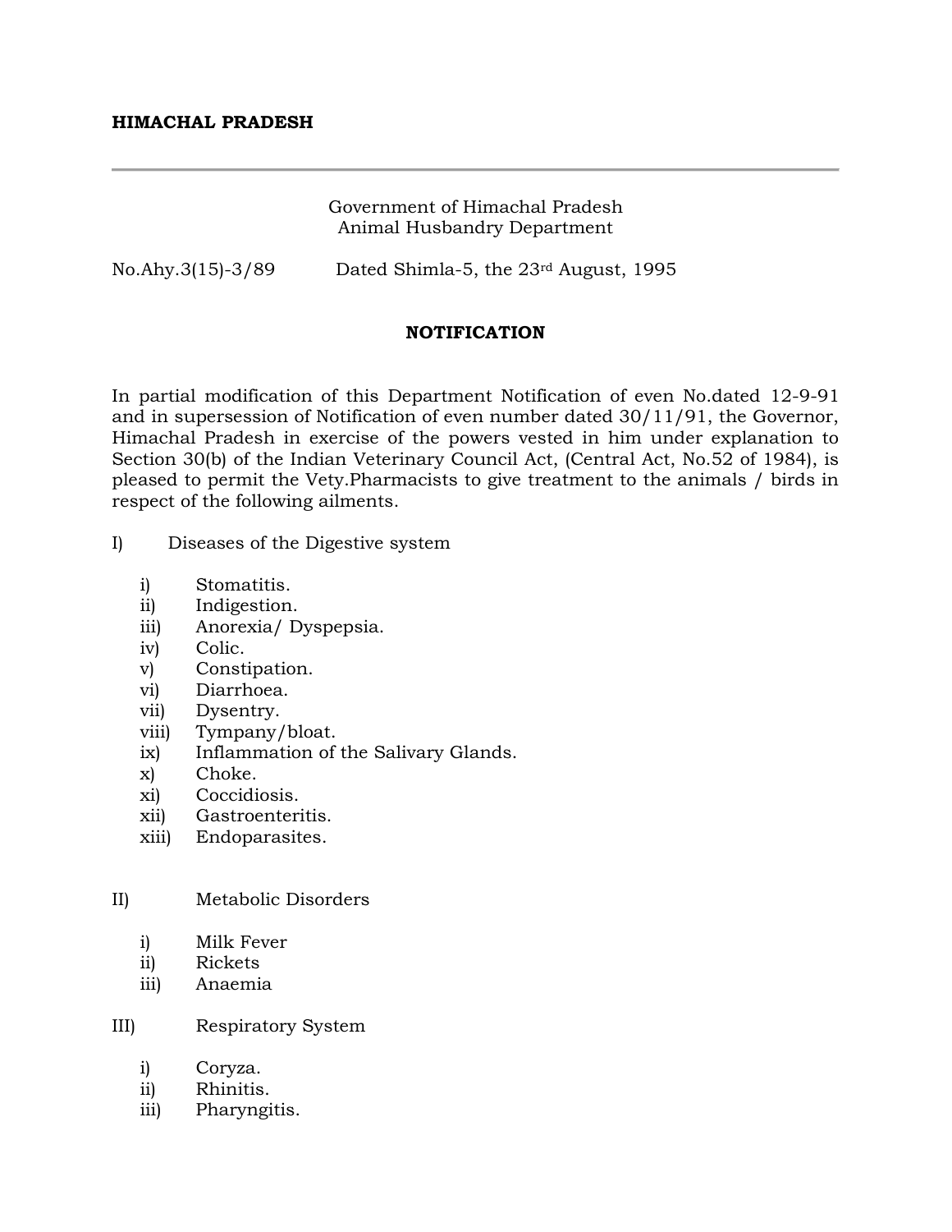**HIMACHAL PRADESH**

---

Government of Himachal Pradesh
Animal Husbandry Department

No.Ahy.3(15)-3/89 Dated Shimla-5, the 23rd August, 1995

**NOTIFICATION**

In partial modification of this Department Notification of even No.dated 12-9-91 and in supersession of Notification of even number dated 30/11/91, the Governor, Himachal Pradesh in exercise of the powers vested in him under explanation to Section 30(b) of the Indian Veterinary Council Act, (Central Act, No.52 of 1984), is pleased to permit the Vety.Pharmacists to give treatment to the animals / birds in respect of the following ailments.

I) Diseases of the Digestive system

- i) Stomatitis.
- ii) Indigestion.
- iii) Anorexia/ Dyspepsia.
- iv) Colic.
- v) Constipation.
- vi) Diarrhoea.
- vii) Dysentry.
- viii) Tympany/bloat.
- ix) Inflammation of the Salivary Glands.
- x) Choke.
- xi) Coccidiosis.
- xii) Gastroenteritis.
- xiii) Endoparasites.

II) Metabolic Disorders

- i) Milk Fever
- ii) Rickets
- iii) Anaemia

III) Respiratory System

- i) Coryza.
- ii) Rhinitis.
- iii) Pharyngitis.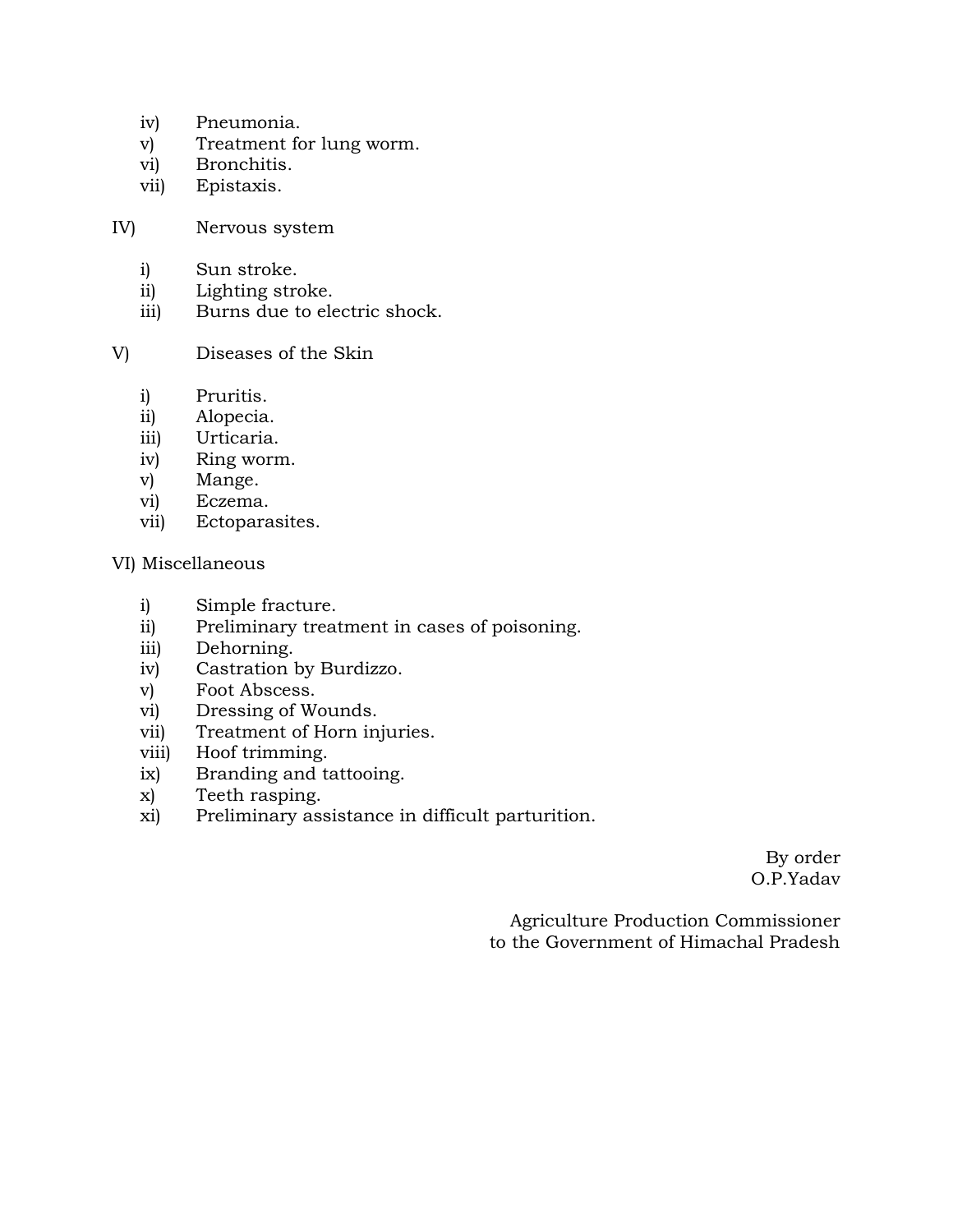iv) Pneumonia.
v) Treatment for lung worm.
vi) Bronchitis.
vii) Epistaxis.

IV) Nervous system

i) Sun stroke.
ii) Lighting stroke.
iii) Burns due to electric shock.

V) Diseases of the Skin

i) Pruritis.
ii) Alopecia.
iii) Urticaria.
iv) Ring worm.
v) Mange.
vi) Eczema.
vii) Ectoparasites.

VI) Miscellaneous

i) Simple fracture.
ii) Preliminary treatment in cases of poisoning.
iii) Dehorning.
iv) Castration by Burdizzo.
v) Foot Abscess.
vi) Dressing of Wounds.
vii) Treatment of Horn injuries.
viii) Hoof trimming.
ix) Branding and tattooing.
x) Teeth rasping.
xi) Preliminary assistance in difficult parturition.

By order
O.P.Yadav

Agriculture Production Commissioner
to the Government of Himachal Pradesh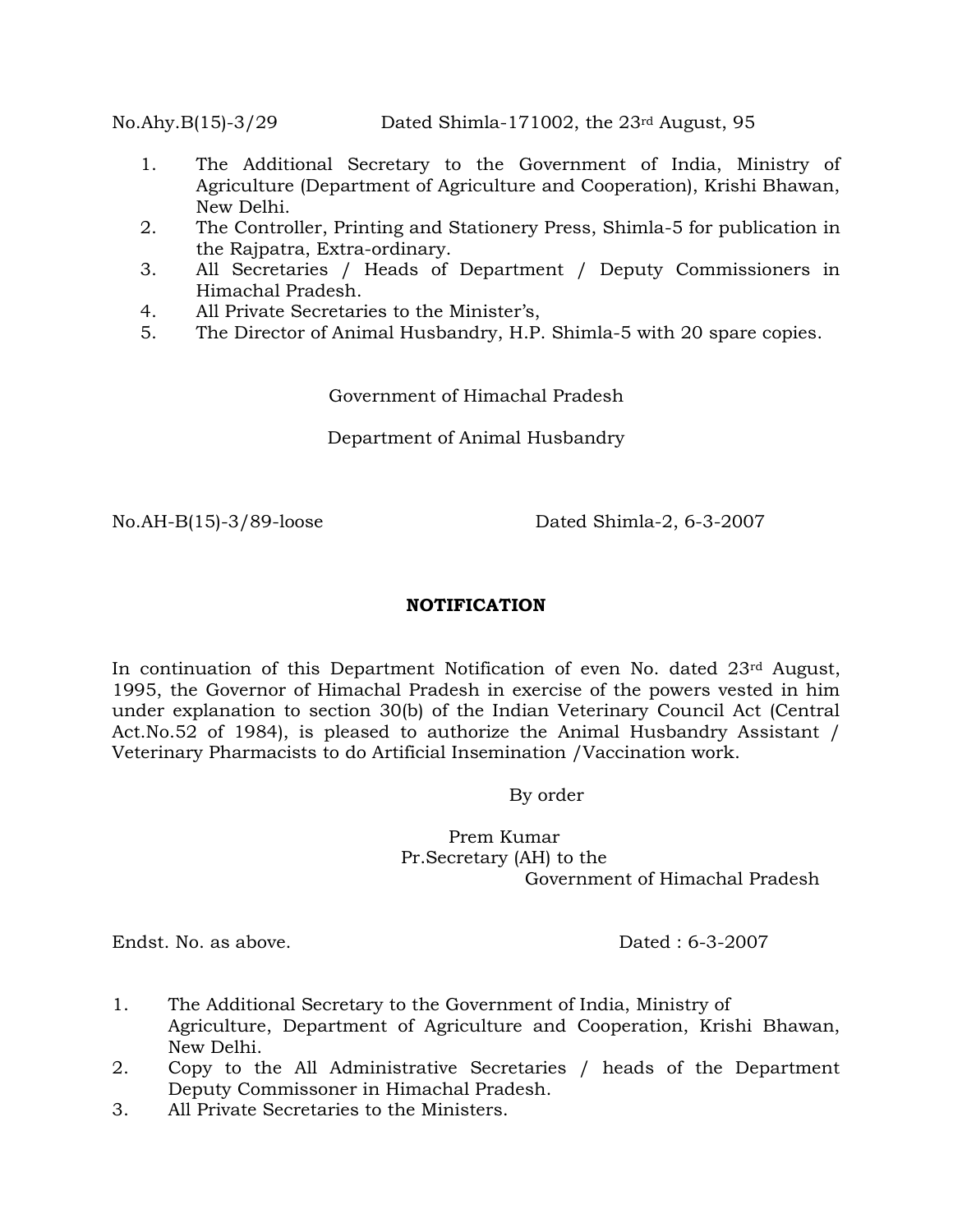No.Ahy.B(15)-3/29 Dated Shimla-171002, the 23rd August, 95

1. The Additional Secretary to the Government of India, Ministry of Agriculture (Department of Agriculture and Cooperation), Krishi Bhawan, New Delhi.
2. The Controller, Printing and Stationery Press, Shimla-5 for publication in the Rajpatra, Extra-ordinary.
3. All Secretaries / Heads of Department / Deputy Commissioners in Himachal Pradesh.
4. All Private Secretaries to the Minister's,
5. The Director of Animal Husbandry, H.P. Shimla-5 with 20 spare copies.

Government of Himachal Pradesh

Department of Animal Husbandry

No.AH-B(15)-3/89-loose Dated Shimla-2, 6-3-2007

**NOTIFICATION**

In continuation of this Department Notification of even No. dated 23rd August, 1995, the Governor of Himachal Pradesh in exercise of the powers vested in him under explanation to section 30(b) of the Indian Veterinary Council Act (Central Act.No.52 of 1984), is pleased to authorize the Animal Husbandry Assistant / Veterinary Pharmacists to do Artificial Insemination /Vaccination work.

By order

Prem Kumar
Pr.Secretary (AH) to the
Government of Himachal Pradesh

Endst. No. as above. Dated : 6-3-2007

1. The Additional Secretary to the Government of India, Ministry of Agriculture, Department of Agriculture and Cooperation, Krishi Bhawan, New Delhi.
2. Copy to the All Administrative Secretaries / heads of the Department Deputy Commissoner in Himachal Pradesh.
3. All Private Secretaries to the Ministers.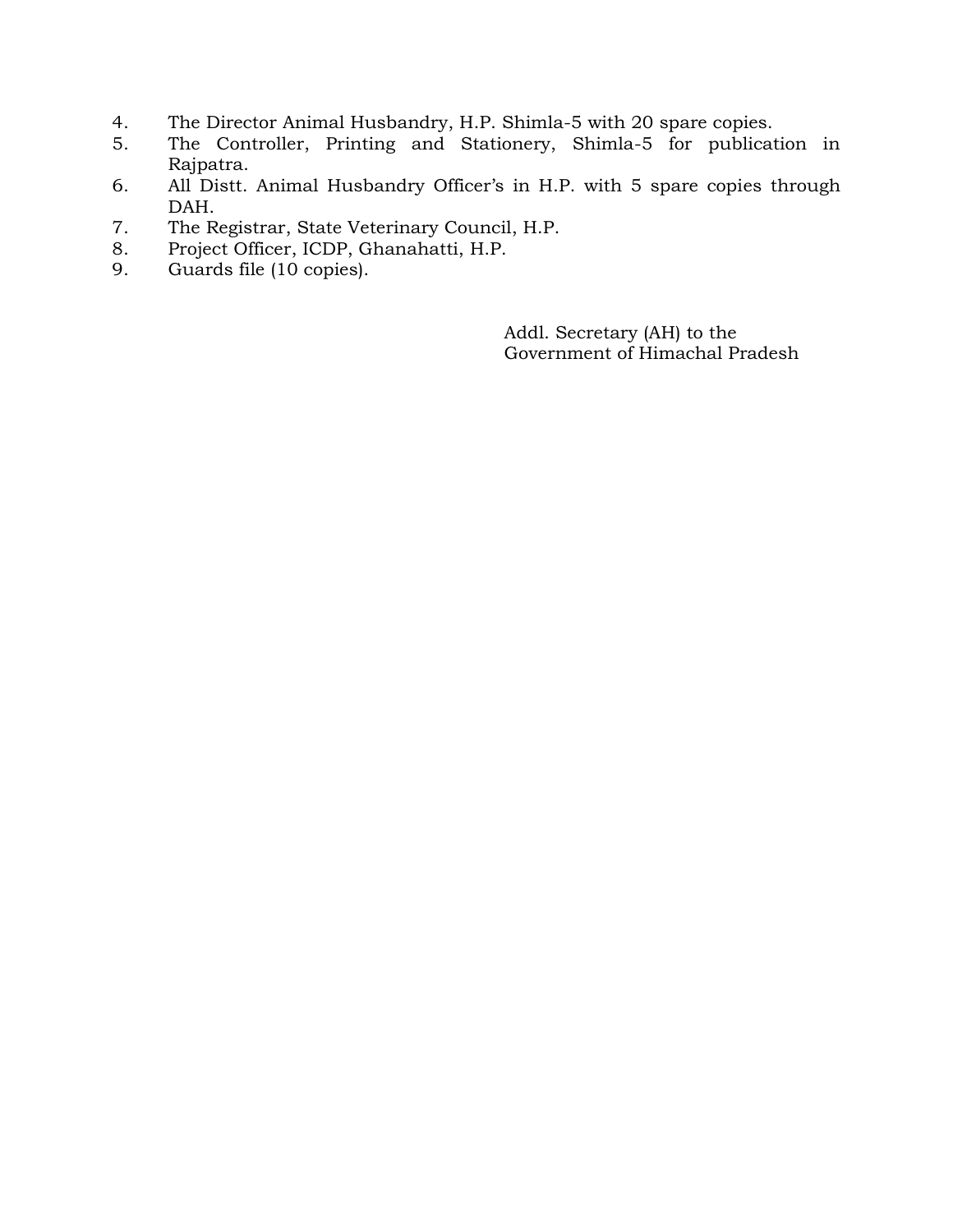4. The Director Animal Husbandry, H.P. Shimla-5 with 20 spare copies.
5. The Controller, Printing and Stationery, Shimla-5 for publication in Rajpatra.
6. All Distt. Animal Husbandry Officer's in H.P. with 5 spare copies through DAH.
7. The Registrar, State Veterinary Council, H.P.
8. Project Officer, ICDP, Ghanahatti, H.P.
9. Guards file (10 copies).

Addl. Secretary (AH) to the
Government of Himachal Pradesh